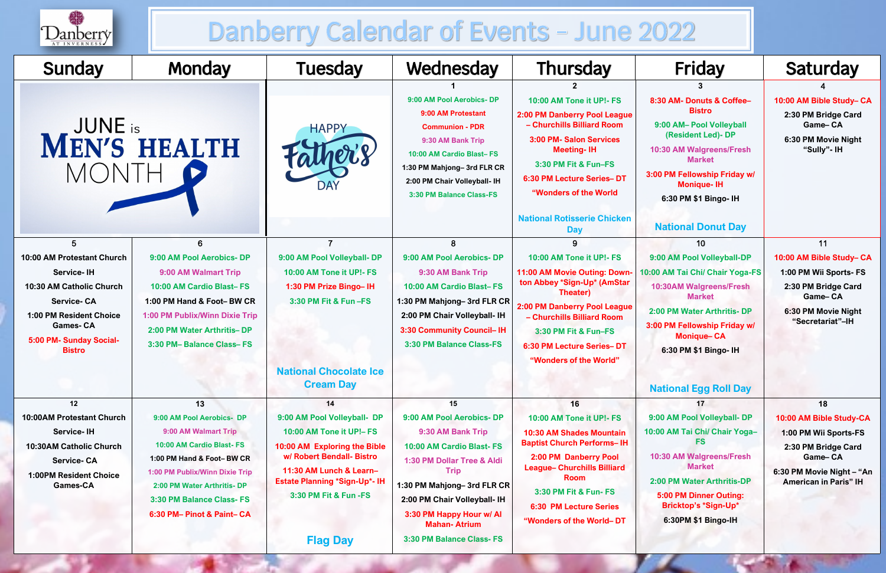# Danberry Calendar of Events – June 2022

| Sunday | Monday | Tuesday | Wednesday | Thursday | Friday | Saturday |
|---|---|---|---|---|---|---|
| JUNE is MEN'S HEALTH MONTH | | HAPPY Father's DAY | **1**<br>9:00 AM Pool Aerobics- DP<br>9:00 AM Protestant Communion - PDR<br>9:30 AM Bank Trip<br>10:00 AM Cardio Blast– FS<br>1:30 PM Mahjong– 3rd FLR CR<br>2:00 PM Chair Volleyball- IH<br>3:30 PM Balance Class-FS | **2**<br>10:00 AM Tone it UP!- FS<br>2:00 PM Danberry Pool League – Churchills Billiard Room<br>3:00 PM- Salon Services Meeting- IH<br>3:30 PM Fit & Fun–FS<br>6:30 PM Lecture Series– DT<br>"Wonders of the World<br>National Rotisserie Chicken Day | **3**<br>8:30 AM- Donuts & Coffee– Bistro<br>9:00 AM– Pool Volleyball (Resident Led)- DP<br>10:30 AM Walgreens/Fresh Market<br>3:00 PM Fellowship Friday w/ Monique- IH<br>6:30 PM $1 Bingo- IH<br>National Donut Day | **4**<br>10:00 AM Bible Study– CA<br>2:30 PM Bridge Card Game– CA<br>6:30 PM Movie Night "Sully"- IH |
| **5**<br>10:00 AM Protestant Church Service- IH<br>10:30 AM Catholic Church Service- CA<br>1:00 PM Resident Choice Games- CA<br>5:00 PM- Sunday Social- Bistro | **6**<br>9:00 AM Pool Aerobics- DP<br>9:00 AM Walmart Trip<br>10:00 AM Cardio Blast– FS<br>1:00 PM Hand & Foot– BW CR<br>1:00 PM Publix/Winn Dixie Trip<br>2:00 PM Water Arthritis– DP<br>3:30 PM– Balance Class– FS | **7**<br>9:00 AM Pool Volleyball- DP<br>10:00 AM Tone it UP!- FS<br>1:30 PM Prize Bingo– IH<br>3:30 PM Fit & Fun –FS<br>National Chocolate Ice Cream Day | **8**<br>9:00 AM Pool Aerobics- DP<br>9:30 AM Bank Trip<br>10:00 AM Cardio Blast– FS<br>1:30 PM Mahjong– 3rd FLR CR<br>2:00 PM Chair Volleyball- IH<br>3:30 Community Council– IH<br>3:30 PM Balance Class-FS | **9**<br>10:00 AM Tone it UP!- FS<br>11:00 AM Movie Outing: Down-ton Abbey *Sign-Up* (AmStar Theater)<br>2:00 PM Danberry Pool League – Churchills Billiard Room<br>3:30 PM Fit & Fun–FS<br>6:30 PM Lecture Series– DT<br>"Wonders of the World" | **10**<br>9:00 AM Pool Volleyball-DP<br>10:00 AM Tai Chi/ Chair Yoga-FS<br>10:30AM Walgreens/Fresh Market<br>2:00 PM Water Arthritis- DP<br>3:00 PM Fellowship Friday w/ Monique– CA<br>6:30 PM $1 Bingo- IH<br>National Egg Roll Day | **11**<br>10:00 AM Bible Study– CA<br>1:00 PM Wii Sports- FS<br>2:30 PM Bridge Card Game– CA<br>6:30 PM Movie Night "Secretariat"–IH |
| **12**<br>10:00AM Protestant Church Service- IH<br>10:30AM Catholic Church Service- CA<br>1:00PM Resident Choice Games-CA | **13**<br>9:00 AM Pool Aerobics- DP<br>9:00 AM Walmart Trip<br>10:00 AM Cardio Blast- FS<br>1:00 PM Hand & Foot– BW CR<br>1:00 PM Publix/Winn Dixie Trip<br>2:00 PM Water Arthritis- DP<br>3:30 PM Balance Class- FS<br>6:30 PM– Pinot & Paint– CA | **14**<br>9:00 AM Pool Volleyball- DP<br>10:00 AM Tone it UP!– FS<br>10:00 AM Exploring the Bible w/ Robert Bendall- Bistro<br>11:30 AM Lunch & Learn– Estate Planning *Sign-Up*- IH<br>3:30 PM Fit & Fun -FS<br>Flag Day | **15**<br>9:00 AM Pool Aerobics- DP<br>9:30 AM Bank Trip<br>10:00 AM Cardio Blast- FS<br>1:30 PM Dollar Tree & Aldi Trip<br>1:30 PM Mahjong– 3rd FLR CR<br>2:00 PM Chair Volleyball- IH<br>3:30 PM Happy Hour w/ Al Mahan- Atrium<br>3:30 PM Balance Class- FS | **16**<br>10:00 AM Tone it UP!- FS<br>10:30 AM Shades Mountain Baptist Church Performs– IH<br>2:00 PM Danberry Pool League– Churchills Billiard Room<br>3:30 PM Fit & Fun- FS<br>6:30 PM Lecture Series "Wonders of the World– DT | **17**<br>9:00 AM Pool Volleyball- DP<br>10:00 AM Tai Chi/ Chair Yoga– FS<br>10:30 AM Walgreens/Fresh Market<br>2:00 PM Water Arthritis-DP<br>5:00 PM Dinner Outing: Bricktop's *Sign-Up*<br>6:30PM $1 Bingo-IH | **18**<br>10:00 AM Bible Study-CA<br>1:00 PM Wii Sports-FS<br>2:30 PM Bridge Card Game– CA<br>6:30 PM Movie Night – "An American in Paris" IH |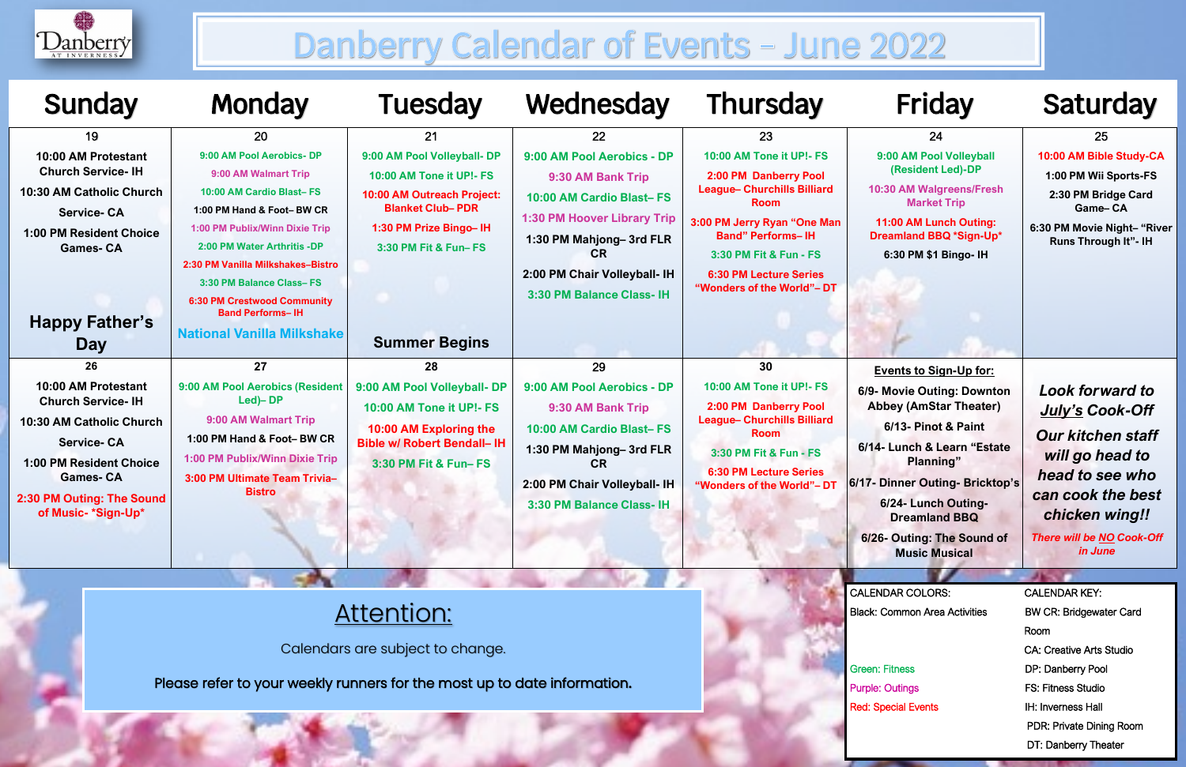# Danberry Calendar of Events – June 2022

| Sunday | Monday | Tuesday | Wednesday | Thursday | Friday | Saturday |
|---|---|---|---|---|---|---|
| 19<br>10:00 AM Protestant Church Service- IH<br>10:30 AM Catholic Church Service- CA<br>1:00 PM Resident Choice Games- CA<br>Happy Father's Day | 20<br>9:00 AM Pool Aerobics- DP<br>9:00 AM Walmart Trip<br>10:00 AM Cardio Blast– FS<br>1:00 PM Hand & Foot– BW CR<br>1:00 PM Publix/Winn Dixie Trip<br>2:00 PM Water Arthritis -DP<br>2:30 PM Vanilla Milkshakes–Bistro<br>3:30 PM Balance Class– FS<br>6:30 PM Crestwood Community Band Performs– IH<br>National Vanilla Milkshake | 21<br>9:00 AM Pool Volleyball- DP<br>10:00 AM Tone it UP!- FS<br>10:00 AM Outreach Project: Blanket Club– PDR<br>1:30 PM Prize Bingo– IH<br>3:30 PM Fit & Fun– FS<br>Summer Begins | 22<br>9:00 AM Pool Aerobics - DP<br>9:30 AM Bank Trip<br>10:00 AM Cardio Blast– FS<br>1:30 PM Hoover Library Trip<br>1:30 PM Mahjong– 3rd FLR CR<br>2:00 PM Chair Volleyball- IH<br>3:30 PM Balance Class- IH | 23<br>10:00 AM Tone it UP!- FS<br>2:00 PM Danberry Pool League– Churchills Billiard Room<br>3:00 PM Jerry Ryan "One Man Band" Performs– IH<br>3:30 PM Fit & Fun - FS<br>6:30 PM Lecture Series "Wonders of the World"– DT | 24<br>9:00 AM Pool Volleyball (Resident Led)-DP<br>10:30 AM Walgreens/Fresh Market Trip<br>11:00 AM Lunch Outing: Dreamland BBQ *Sign-Up*<br>6:30 PM $1 Bingo- IH | 25<br>10:00 AM Bible Study-CA<br>1:00 PM Wii Sports-FS<br>2:30 PM Bridge Card Game– CA<br>6:30 PM Movie Night– "River Runs Through It"- IH |
| 26<br>10:00 AM Protestant Church Service- IH<br>10:30 AM Catholic Church Service- CA<br>1:00 PM Resident Choice Games- CA<br>2:30 PM Outing: The Sound of Music- *Sign-Up* | 27<br>9:00 AM Pool Aerobics (Resident Led)– DP<br>9:00 AM Walmart Trip<br>1:00 PM Hand & Foot– BW CR<br>1:00 PM Publix/Winn Dixie Trip<br>3:00 PM Ultimate Team Trivia– Bistro | 28<br>9:00 AM Pool Volleyball- DP<br>10:00 AM Tone it UP!- FS<br>10:00 AM Exploring the Bible w/ Robert Bendall– IH<br>3:30 PM Fit & Fun– FS | 29<br>9:00 AM Pool Aerobics - DP<br>9:30 AM Bank Trip<br>10:00 AM Cardio Blast– FS<br>1:30 PM Mahjong– 3rd FLR CR<br>2:00 PM Chair Volleyball- IH<br>3:30 PM Balance Class- IH | 30<br>10:00 AM Tone it UP!- FS<br>2:00 PM Danberry Pool League– Churchills Billiard Room<br>3:30 PM Fit & Fun - FS<br>6:30 PM Lecture Series "Wonders of the World"– DT | **Events to Sign-Up for:**<br>6/9- Movie Outing: Downton Abbey (AmStar Theater)<br>6/13- Pinot & Paint<br>6/14- Lunch & Learn "Estate Planning"<br>6/17- Dinner Outing- Bricktop's<br>6/24- Lunch Outing- Dreamland BBQ<br>6/26- Outing: The Sound of Music Musical | ***Look forward to July's Cook-Off***<br>***Our kitchen staff will go head to head to see who can cook the best chicken wing!!***<br>*There will be NO Cook-Off in June* |

## Attention:

Calendars are subject to change.

Please refer to your weekly runners for the most up to date information.

| CALENDAR COLORS: | CALENDAR KEY: |
|---|---|
| Black: Common Area Activities | BW CR: Bridgewater Card Room |
| | CA: Creative Arts Studio |
| Green: Fitness | DP: Danberry Pool |
| Purple: Outings | FS: Fitness Studio |
| Red: Special Events | IH: Inverness Hall |
| | PDR: Private Dining Room |
| | DT: Danberry Theater |